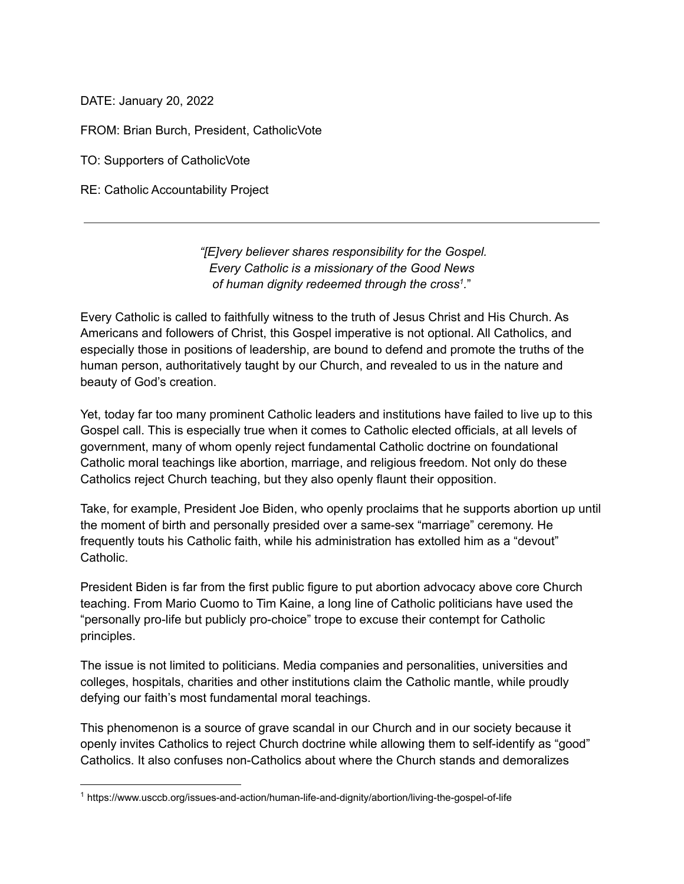DATE: January 20, 2022

FROM: Brian Burch, President, CatholicVote

TO: Supporters of CatholicVote

RE: Catholic Accountability Project

---

*"[E]very believer shares responsibility for the Gospel. Every Catholic is a missionary of the Good News of human dignity redeemed through the cross*[1]."

Every Catholic is called to faithfully witness to the truth of Jesus Christ and His Church. As Americans and followers of Christ, this Gospel imperative is not optional. All Catholics, and especially those in positions of leadership, are bound to defend and promote the truths of the human person, authoritatively taught by our Church, and revealed to us in the nature and beauty of God's creation.

Yet, today far too many prominent Catholic leaders and institutions have failed to live up to this Gospel call. This is especially true when it comes to Catholic elected officials, at all levels of government, many of whom openly reject fundamental Catholic doctrine on foundational Catholic moral teachings like abortion, marriage, and religious freedom. Not only do these Catholics reject Church teaching, but they also openly flaunt their opposition.

Take, for example, President Joe Biden, who openly proclaims that he supports abortion up until the moment of birth and personally presided over a same-sex "marriage" ceremony. He frequently touts his Catholic faith, while his administration has extolled him as a "devout" Catholic.

President Biden is far from the first public figure to put abortion advocacy above core Church teaching. From Mario Cuomo to Tim Kaine, a long line of Catholic politicians have used the "personally pro-life but publicly pro-choice" trope to excuse their contempt for Catholic principles.

The issue is not limited to politicians. Media companies and personalities, universities and colleges, hospitals, charities and other institutions claim the Catholic mantle, while proudly defying our faith's most fundamental moral teachings.

This phenomenon is a source of grave scandal in our Church and in our society because it openly invites Catholics to reject Church doctrine while allowing them to self-identify as "good" Catholics. It also confuses non-Catholics about where the Church stands and demoralizes

---

[1] https://www.usccb.org/issues-and-action/human-life-and-dignity/abortion/living-the-gospel-of-life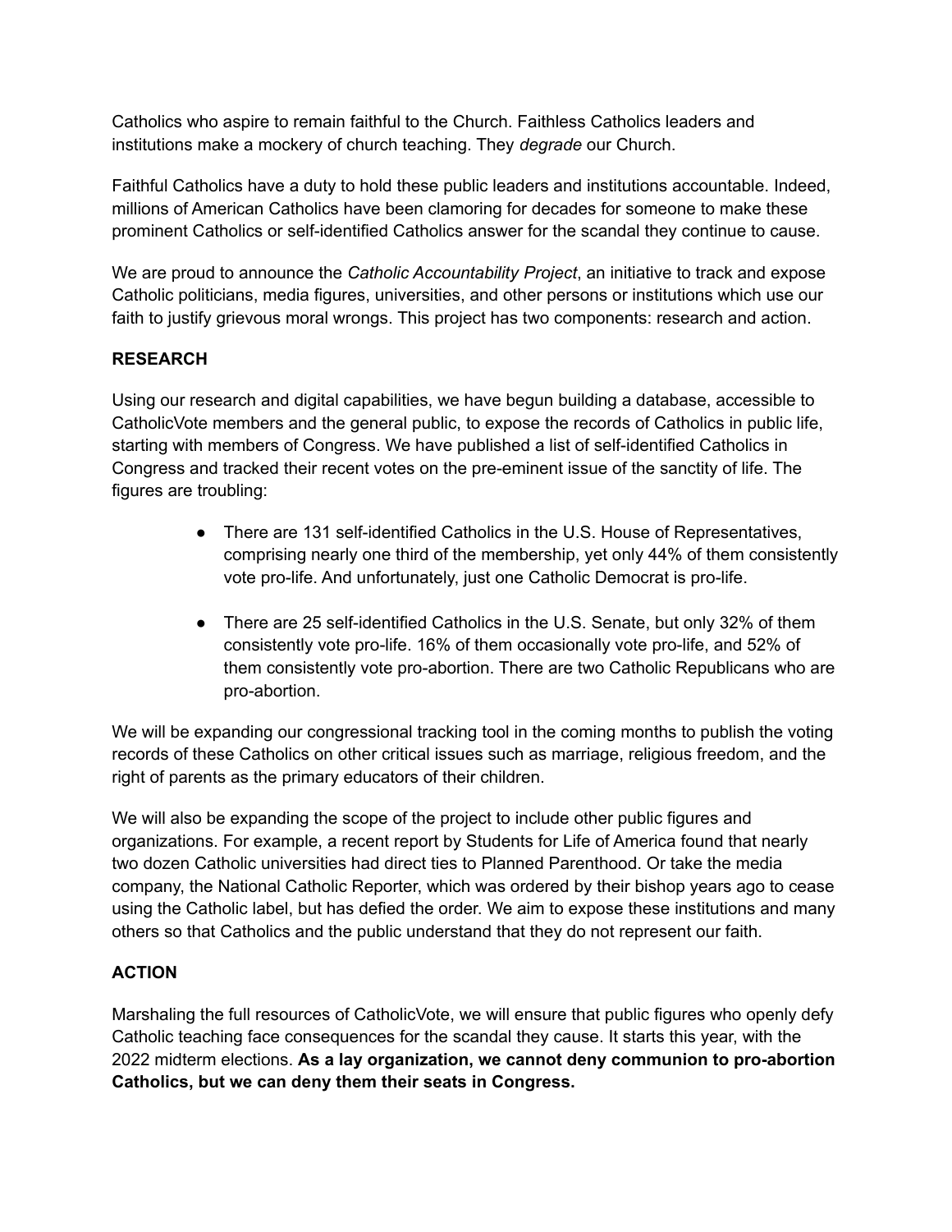Catholics who aspire to remain faithful to the Church. Faithless Catholics leaders and institutions make a mockery of church teaching. They *degrade* our Church.

Faithful Catholics have a duty to hold these public leaders and institutions accountable. Indeed, millions of American Catholics have been clamoring for decades for someone to make these prominent Catholics or self-identified Catholics answer for the scandal they continue to cause.

We are proud to announce the *Catholic Accountability Project*, an initiative to track and expose Catholic politicians, media figures, universities, and other persons or institutions which use our faith to justify grievous moral wrongs. This project has two components: research and action.

**RESEARCH**

Using our research and digital capabilities, we have begun building a database, accessible to CatholicVote members and the general public, to expose the records of Catholics in public life, starting with members of Congress. We have published a list of self-identified Catholics in Congress and tracked their recent votes on the pre-eminent issue of the sanctity of life. The figures are troubling:

- There are 131 self-identified Catholics in the U.S. House of Representatives, comprising nearly one third of the membership, yet only 44% of them consistently vote pro-life. And unfortunately, just one Catholic Democrat is pro-life.

- There are 25 self-identified Catholics in the U.S. Senate, but only 32% of them consistently vote pro-life. 16% of them occasionally vote pro-life, and 52% of them consistently vote pro-abortion. There are two Catholic Republicans who are pro-abortion.

We will be expanding our congressional tracking tool in the coming months to publish the voting records of these Catholics on other critical issues such as marriage, religious freedom, and the right of parents as the primary educators of their children.

We will also be expanding the scope of the project to include other public figures and organizations. For example, a recent report by Students for Life of America found that nearly two dozen Catholic universities had direct ties to Planned Parenthood. Or take the media company, the National Catholic Reporter, which was ordered by their bishop years ago to cease using the Catholic label, but has defied the order. We aim to expose these institutions and many others so that Catholics and the public understand that they do not represent our faith.

**ACTION**

Marshaling the full resources of CatholicVote, we will ensure that public figures who openly defy Catholic teaching face consequences for the scandal they cause. It starts this year, with the 2022 midterm elections. **As a lay organization, we cannot deny communion to pro-abortion Catholics, but we can deny them their seats in Congress.**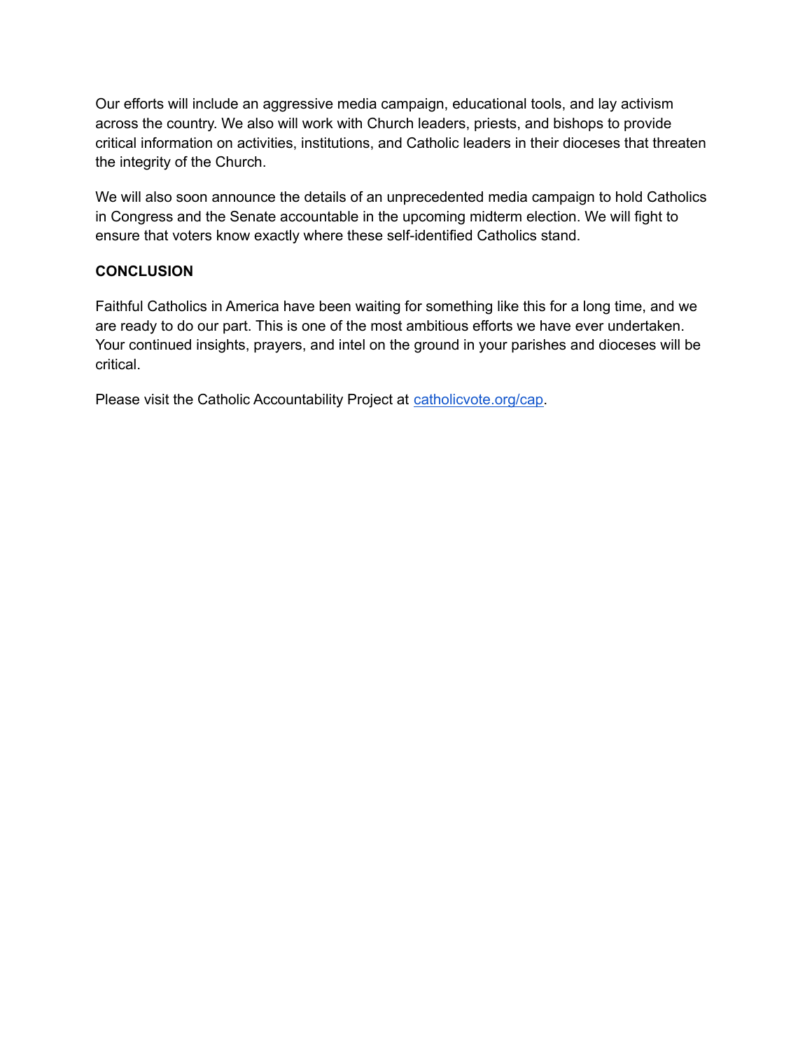Our efforts will include an aggressive media campaign, educational tools, and lay activism across the country. We also will work with Church leaders, priests, and bishops to provide critical information on activities, institutions, and Catholic leaders in their dioceses that threaten the integrity of the Church.

We will also soon announce the details of an unprecedented media campaign to hold Catholics in Congress and the Senate accountable in the upcoming midterm election. We will fight to ensure that voters know exactly where these self-identified Catholics stand.

**CONCLUSION**

Faithful Catholics in America have been waiting for something like this for a long time, and we are ready to do our part. This is one of the most ambitious efforts we have ever undertaken. Your continued insights, prayers, and intel on the ground in your parishes and dioceses will be critical.

Please visit the Catholic Accountability Project at [catholicvote.org/cap](catholicvote.org/cap).